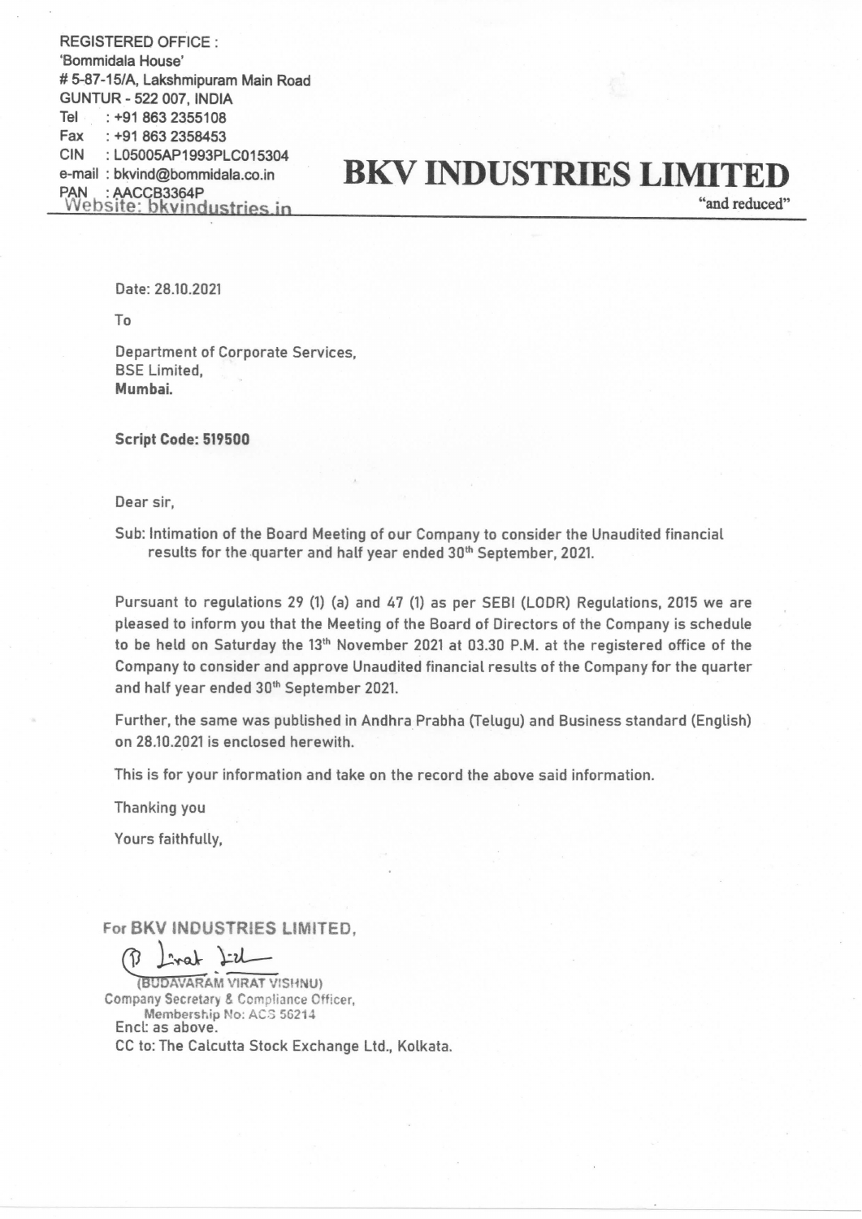REGISTERED OFFICE :
'Bommidala House'
# 5-87-15/A, Lakshmipuram Main Road
GUNTUR - 522 007, INDIA
Tel : +91 863 2355108
Fax : +91 863 2358453
CIN : L05005AP1993PLC015304
e-mail : bkvind@bommidala.co.in
PAN : AACCB3364P
Website: bkvindustries.in

# BKV INDUSTRIES LIMITED

"and reduced"

Date: 28.10.2021

To

Department of Corporate Services,
BSE Limited,
**Mumbai.**

**Script Code: 519500**

Dear sir,

Sub: Intimation of the Board Meeting of our Company to consider the Unaudited financial results for the quarter and half year ended 30th September, 2021.

Pursuant to regulations 29 (1) (a) and 47 (1) as per SEBI (LODR) Regulations, 2015 we are pleased to inform you that the Meeting of the Board of Directors of the Company is schedule to be held on Saturday the 13th November 2021 at 03.30 P.M. at the registered office of the Company to consider and approve Unaudited financial results of the Company for the quarter and half year ended 30th September 2021.

Further, the same was published in Andhra Prabha (Telugu) and Business standard (English) on 28.10.2021 is enclosed herewith.

This is for your information and take on the record the above said information.

Thanking you

Yours faithfully,

For **BKV INDUSTRIES LIMITED**,

(BUDAVARAM VIRAT VISHNU)
Company Secretary & Compliance Officer,
Membership No: ACS 56214

Encl: as above.

CC to: The Calcutta Stock Exchange Ltd., Kolkata.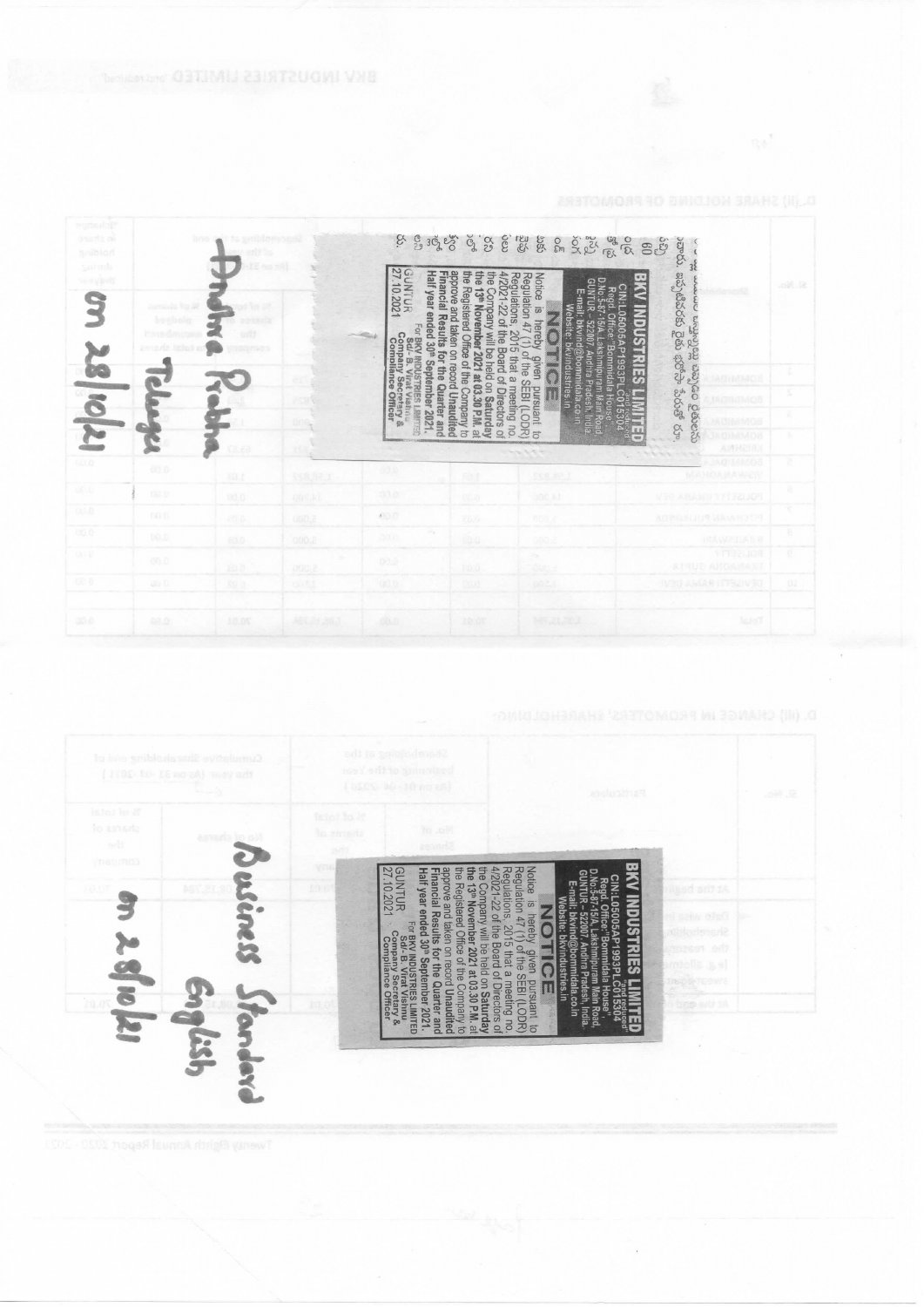# BKV INDUSTRIES LIMITED

CIN: L05005AP1993PLC015304

Regd. Office: "Bommidala House", D.No: 5-87-15/A, Lakshmipuram Main Road, GUNTUR – 522007. Andhra Pradesh, India.

E-mail: bkvind@bommidala.co.in

Website: bkvindustries.in

## NOTICE

Notice is hereby given pursuant to Regulation 47 (1) of the SEBI (LODR) Regulations, 2015 that a meeting no. 4/2021-22 of the Board of Directors of the Company will be held on **Saturday the 13th November 2021 at 03.30 P.M.** at the Registered Office of the Company to approve and taken on record **Unaudited Financial Results for the Quarter and Half year ended 30th September 2021.**

For BKV INDUSTRIES LIMITED

Sd/- B. Virat Vishnu

Company Secretary & Compliance Officer

GUNTUR

27.10.2021

Andhra Prabha Telugu on 28/10/21

# BKV INDUSTRIES LIMITED

CIN: L05005AP1993PLC015304

Regd. Office: "Bommidala House", D.No: 5-87-15/A, Lakshmipuram Main Road, GUNTUR – 522007. Andhra Pradesh, India.

E-mail: bkvind@bommidala.co.in

Website: bkvindustries.in

## NOTICE

Notice is hereby given pursuant to Regulation 47 (1) of the SEBI (LODR) Regulations, 2015 that a meeting no. 4/2021-22 of the Board of Directors of the Company will be held on **Saturday the 13th November 2021 at 03.30 P.M.** at the Registered Office of the Company to approve and taken on record **Unaudited Financial Results for the Quarter and Half year ended 30th September 2021.**

For BKV INDUSTRIES LIMITED

Sd/- B. Virat Vishnu

Company Secretary & Compliance Officer

GUNTUR

27.10.2021

Business Standard English on 28/10/21